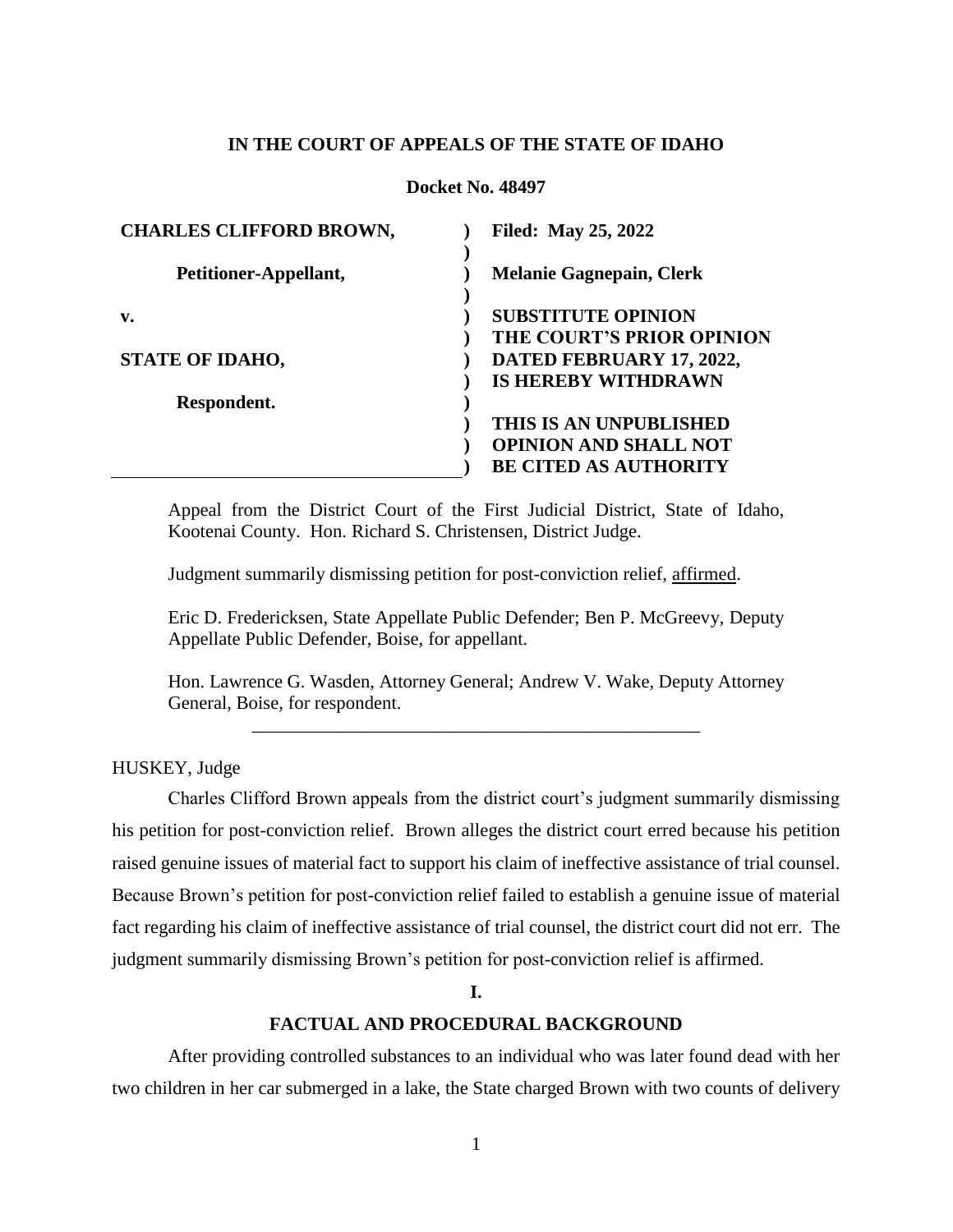**IN THE COURT OF APPEALS OF THE STATE OF IDAHO**

**Docket No. 48497**

| | |
|---|---|
| **CHARLES CLIFFORD BROWN,** | **Filed: May 25, 2022** |
| **Petitioner-Appellant,** | **Melanie Gagnepain, Clerk** |
| **v.** | **SUBSTITUTE OPINION THE COURT'S PRIOR OPINION DATED FEBRUARY 17, 2022, IS HEREBY WITHDRAWN** |
| **STATE OF IDAHO,** | |
| **Respondent.** | **THIS IS AN UNPUBLISHED OPINION AND SHALL NOT BE CITED AS AUTHORITY** |

Appeal from the District Court of the First Judicial District, State of Idaho, Kootenai County. Hon. Richard S. Christensen, District Judge.

Judgment summarily dismissing petition for post-conviction relief, affirmed.

Eric D. Fredericksen, State Appellate Public Defender; Ben P. McGreevy, Deputy Appellate Public Defender, Boise, for appellant.

Hon. Lawrence G. Wasden, Attorney General; Andrew V. Wake, Deputy Attorney General, Boise, for respondent.

---

HUSKEY, Judge

Charles Clifford Brown appeals from the district court's judgment summarily dismissing his petition for post-conviction relief. Brown alleges the district court erred because his petition raised genuine issues of material fact to support his claim of ineffective assistance of trial counsel. Because Brown's petition for post-conviction relief failed to establish a genuine issue of material fact regarding his claim of ineffective assistance of trial counsel, the district court did not err. The judgment summarily dismissing Brown's petition for post-conviction relief is affirmed.

## I.

## FACTUAL AND PROCEDURAL BACKGROUND

After providing controlled substances to an individual who was later found dead with her two children in her car submerged in a lake, the State charged Brown with two counts of delivery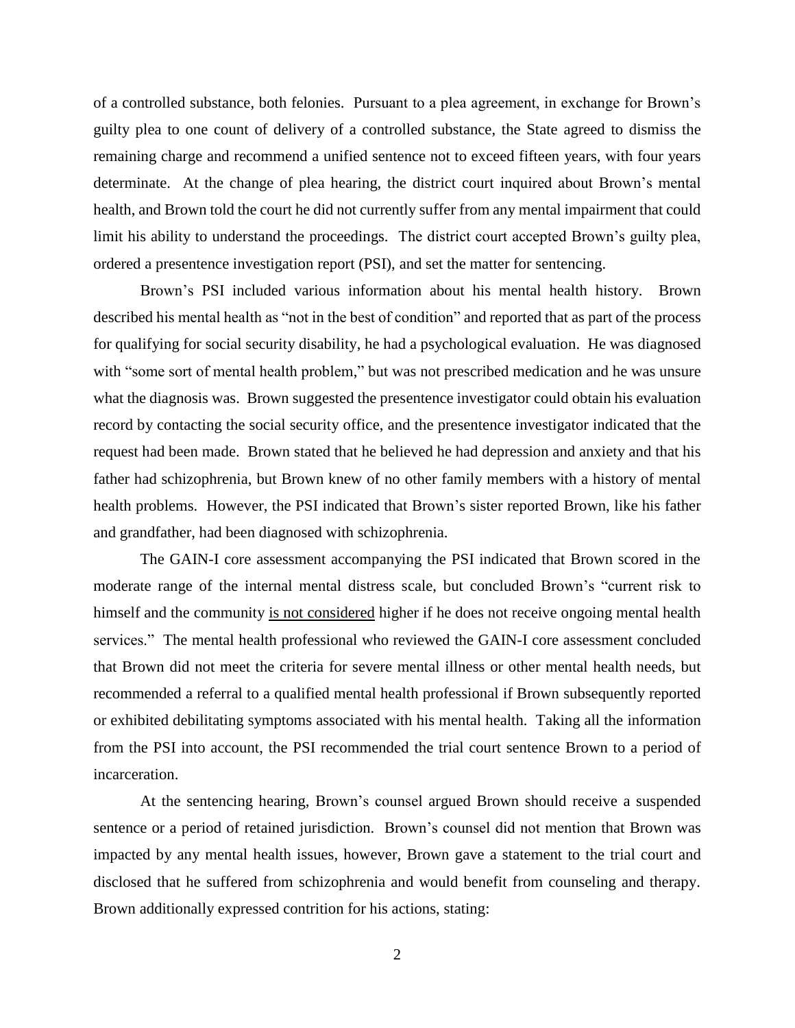of a controlled substance, both felonies. Pursuant to a plea agreement, in exchange for Brown's guilty plea to one count of delivery of a controlled substance, the State agreed to dismiss the remaining charge and recommend a unified sentence not to exceed fifteen years, with four years determinate. At the change of plea hearing, the district court inquired about Brown's mental health, and Brown told the court he did not currently suffer from any mental impairment that could limit his ability to understand the proceedings. The district court accepted Brown's guilty plea, ordered a presentence investigation report (PSI), and set the matter for sentencing.

Brown's PSI included various information about his mental health history. Brown described his mental health as "not in the best of condition" and reported that as part of the process for qualifying for social security disability, he had a psychological evaluation. He was diagnosed with "some sort of mental health problem," but was not prescribed medication and he was unsure what the diagnosis was. Brown suggested the presentence investigator could obtain his evaluation record by contacting the social security office, and the presentence investigator indicated that the request had been made. Brown stated that he believed he had depression and anxiety and that his father had schizophrenia, but Brown knew of no other family members with a history of mental health problems. However, the PSI indicated that Brown's sister reported Brown, like his father and grandfather, had been diagnosed with schizophrenia.

The GAIN-I core assessment accompanying the PSI indicated that Brown scored in the moderate range of the internal mental distress scale, but concluded Brown's "current risk to himself and the community <u>is not considered</u> higher if he does not receive ongoing mental health services." The mental health professional who reviewed the GAIN-I core assessment concluded that Brown did not meet the criteria for severe mental illness or other mental health needs, but recommended a referral to a qualified mental health professional if Brown subsequently reported or exhibited debilitating symptoms associated with his mental health. Taking all the information from the PSI into account, the PSI recommended the trial court sentence Brown to a period of incarceration.

At the sentencing hearing, Brown's counsel argued Brown should receive a suspended sentence or a period of retained jurisdiction. Brown's counsel did not mention that Brown was impacted by any mental health issues, however, Brown gave a statement to the trial court and disclosed that he suffered from schizophrenia and would benefit from counseling and therapy. Brown additionally expressed contrition for his actions, stating: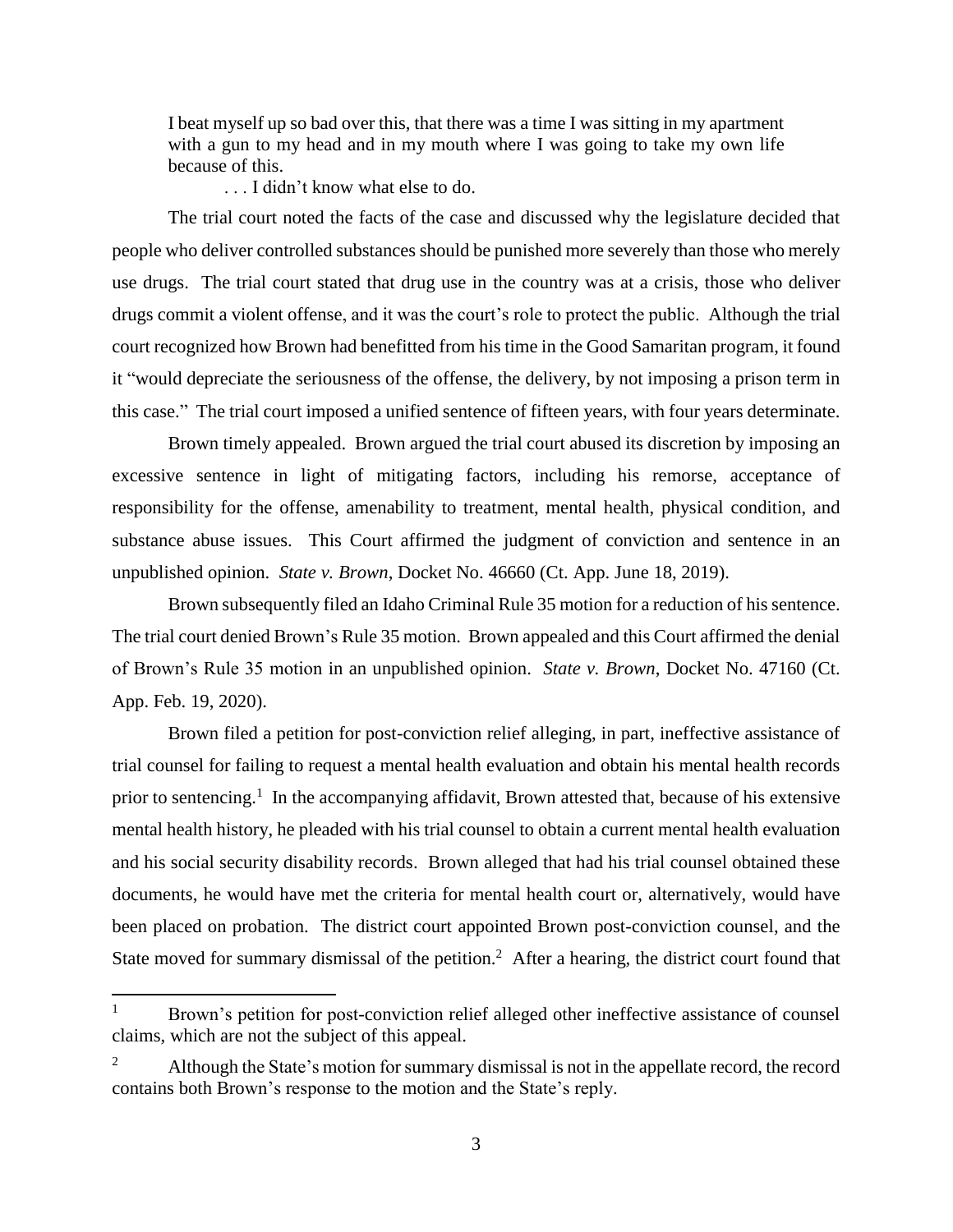> I beat myself up so bad over this, that there was a time I was sitting in my apartment with a gun to my head and in my mouth where I was going to take my own life because of this.
>
> . . . I didn't know what else to do.

The trial court noted the facts of the case and discussed why the legislature decided that people who deliver controlled substances should be punished more severely than those who merely use drugs. The trial court stated that drug use in the country was at a crisis, those who deliver drugs commit a violent offense, and it was the court's role to protect the public. Although the trial court recognized how Brown had benefitted from his time in the Good Samaritan program, it found it "would depreciate the seriousness of the offense, the delivery, by not imposing a prison term in this case." The trial court imposed a unified sentence of fifteen years, with four years determinate.

Brown timely appealed. Brown argued the trial court abused its discretion by imposing an excessive sentence in light of mitigating factors, including his remorse, acceptance of responsibility for the offense, amenability to treatment, mental health, physical condition, and substance abuse issues. This Court affirmed the judgment of conviction and sentence in an unpublished opinion. *State v. Brown*, Docket No. 46660 (Ct. App. June 18, 2019).

Brown subsequently filed an Idaho Criminal Rule 35 motion for a reduction of his sentence. The trial court denied Brown's Rule 35 motion. Brown appealed and this Court affirmed the denial of Brown's Rule 35 motion in an unpublished opinion. *State v. Brown*, Docket No. 47160 (Ct. App. Feb. 19, 2020).

Brown filed a petition for post-conviction relief alleging, in part, ineffective assistance of trial counsel for failing to request a mental health evaluation and obtain his mental health records prior to sentencing.[1] In the accompanying affidavit, Brown attested that, because of his extensive mental health history, he pleaded with his trial counsel to obtain a current mental health evaluation and his social security disability records. Brown alleged that had his trial counsel obtained these documents, he would have met the criteria for mental health court or, alternatively, would have been placed on probation. The district court appointed Brown post-conviction counsel, and the State moved for summary dismissal of the petition.[2] After a hearing, the district court found that

---

[1] Brown's petition for post-conviction relief alleged other ineffective assistance of counsel claims, which are not the subject of this appeal.

[2] Although the State's motion for summary dismissal is not in the appellate record, the record contains both Brown's response to the motion and the State's reply.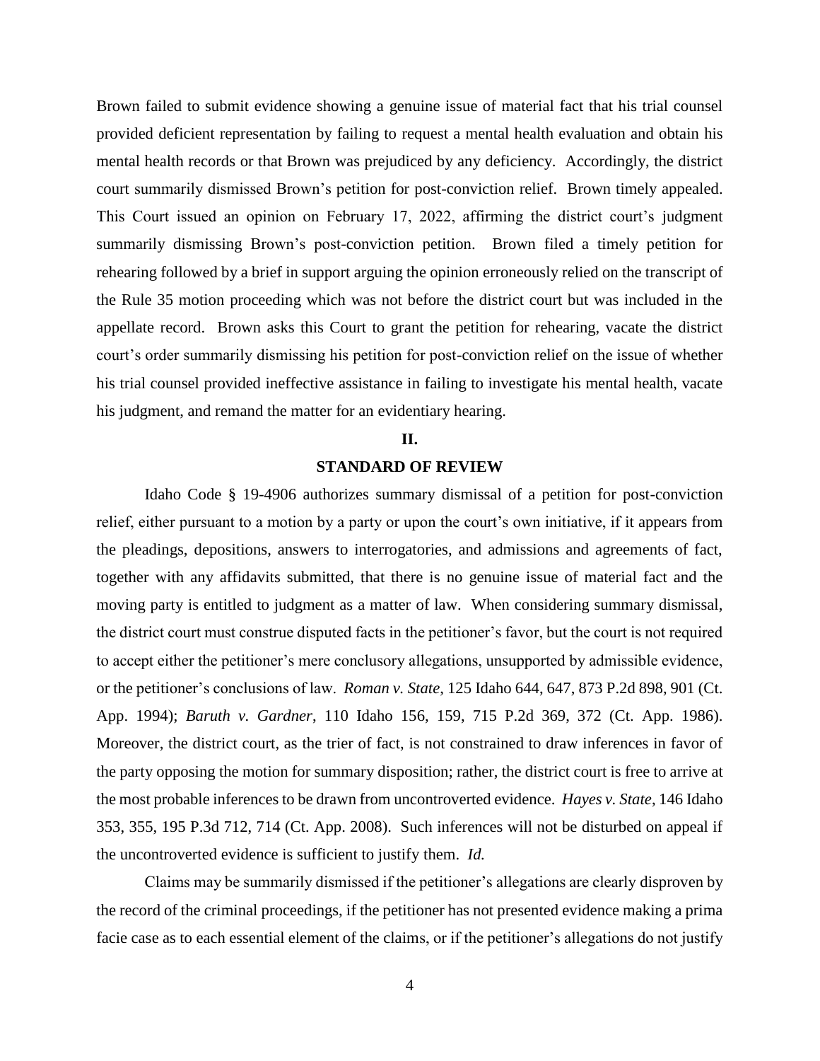Brown failed to submit evidence showing a genuine issue of material fact that his trial counsel provided deficient representation by failing to request a mental health evaluation and obtain his mental health records or that Brown was prejudiced by any deficiency. Accordingly, the district court summarily dismissed Brown's petition for post-conviction relief. Brown timely appealed. This Court issued an opinion on February 17, 2022, affirming the district court's judgment summarily dismissing Brown's post-conviction petition. Brown filed a timely petition for rehearing followed by a brief in support arguing the opinion erroneously relied on the transcript of the Rule 35 motion proceeding which was not before the district court but was included in the appellate record. Brown asks this Court to grant the petition for rehearing, vacate the district court's order summarily dismissing his petition for post-conviction relief on the issue of whether his trial counsel provided ineffective assistance in failing to investigate his mental health, vacate his judgment, and remand the matter for an evidentiary hearing.

## II.

## STANDARD OF REVIEW

Idaho Code § 19-4906 authorizes summary dismissal of a petition for post-conviction relief, either pursuant to a motion by a party or upon the court's own initiative, if it appears from the pleadings, depositions, answers to interrogatories, and admissions and agreements of fact, together with any affidavits submitted, that there is no genuine issue of material fact and the moving party is entitled to judgment as a matter of law. When considering summary dismissal, the district court must construe disputed facts in the petitioner's favor, but the court is not required to accept either the petitioner's mere conclusory allegations, unsupported by admissible evidence, or the petitioner's conclusions of law. *Roman v. State*, 125 Idaho 644, 647, 873 P.2d 898, 901 (Ct. App. 1994); *Baruth v. Gardner*, 110 Idaho 156, 159, 715 P.2d 369, 372 (Ct. App. 1986). Moreover, the district court, as the trier of fact, is not constrained to draw inferences in favor of the party opposing the motion for summary disposition; rather, the district court is free to arrive at the most probable inferences to be drawn from uncontroverted evidence. *Hayes v. State*, 146 Idaho 353, 355, 195 P.3d 712, 714 (Ct. App. 2008). Such inferences will not be disturbed on appeal if the uncontroverted evidence is sufficient to justify them. *Id.*

Claims may be summarily dismissed if the petitioner's allegations are clearly disproven by the record of the criminal proceedings, if the petitioner has not presented evidence making a prima facie case as to each essential element of the claims, or if the petitioner's allegations do not justify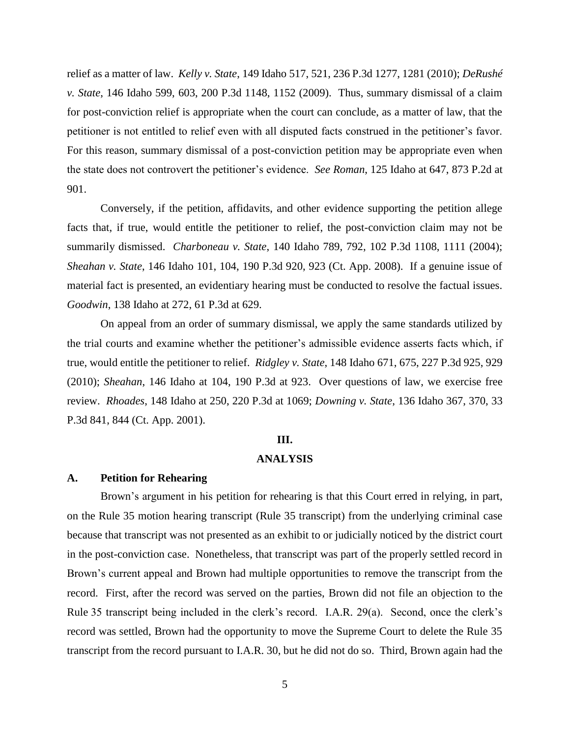relief as a matter of law. *Kelly v. State*, 149 Idaho 517, 521, 236 P.3d 1277, 1281 (2010); *DeRushé v. State*, 146 Idaho 599, 603, 200 P.3d 1148, 1152 (2009). Thus, summary dismissal of a claim for post-conviction relief is appropriate when the court can conclude, as a matter of law, that the petitioner is not entitled to relief even with all disputed facts construed in the petitioner's favor. For this reason, summary dismissal of a post-conviction petition may be appropriate even when the state does not controvert the petitioner's evidence. *See Roman*, 125 Idaho at 647, 873 P.2d at 901.

Conversely, if the petition, affidavits, and other evidence supporting the petition allege facts that, if true, would entitle the petitioner to relief, the post-conviction claim may not be summarily dismissed. *Charboneau v. State*, 140 Idaho 789, 792, 102 P.3d 1108, 1111 (2004); *Sheahan v. State*, 146 Idaho 101, 104, 190 P.3d 920, 923 (Ct. App. 2008). If a genuine issue of material fact is presented, an evidentiary hearing must be conducted to resolve the factual issues. *Goodwin*, 138 Idaho at 272, 61 P.3d at 629.

On appeal from an order of summary dismissal, we apply the same standards utilized by the trial courts and examine whether the petitioner's admissible evidence asserts facts which, if true, would entitle the petitioner to relief. *Ridgley v. State*, 148 Idaho 671, 675, 227 P.3d 925, 929 (2010); *Sheahan*, 146 Idaho at 104, 190 P.3d at 923. Over questions of law, we exercise free review. *Rhoades*, 148 Idaho at 250, 220 P.3d at 1069; *Downing v. State*, 136 Idaho 367, 370, 33 P.3d 841, 844 (Ct. App. 2001).

## III.
## ANALYSIS

### A. Petition for Rehearing

Brown's argument in his petition for rehearing is that this Court erred in relying, in part, on the Rule 35 motion hearing transcript (Rule 35 transcript) from the underlying criminal case because that transcript was not presented as an exhibit to or judicially noticed by the district court in the post-conviction case. Nonetheless, that transcript was part of the properly settled record in Brown's current appeal and Brown had multiple opportunities to remove the transcript from the record. First, after the record was served on the parties, Brown did not file an objection to the Rule 35 transcript being included in the clerk's record. I.A.R. 29(a). Second, once the clerk's record was settled, Brown had the opportunity to move the Supreme Court to delete the Rule 35 transcript from the record pursuant to I.A.R. 30, but he did not do so. Third, Brown again had the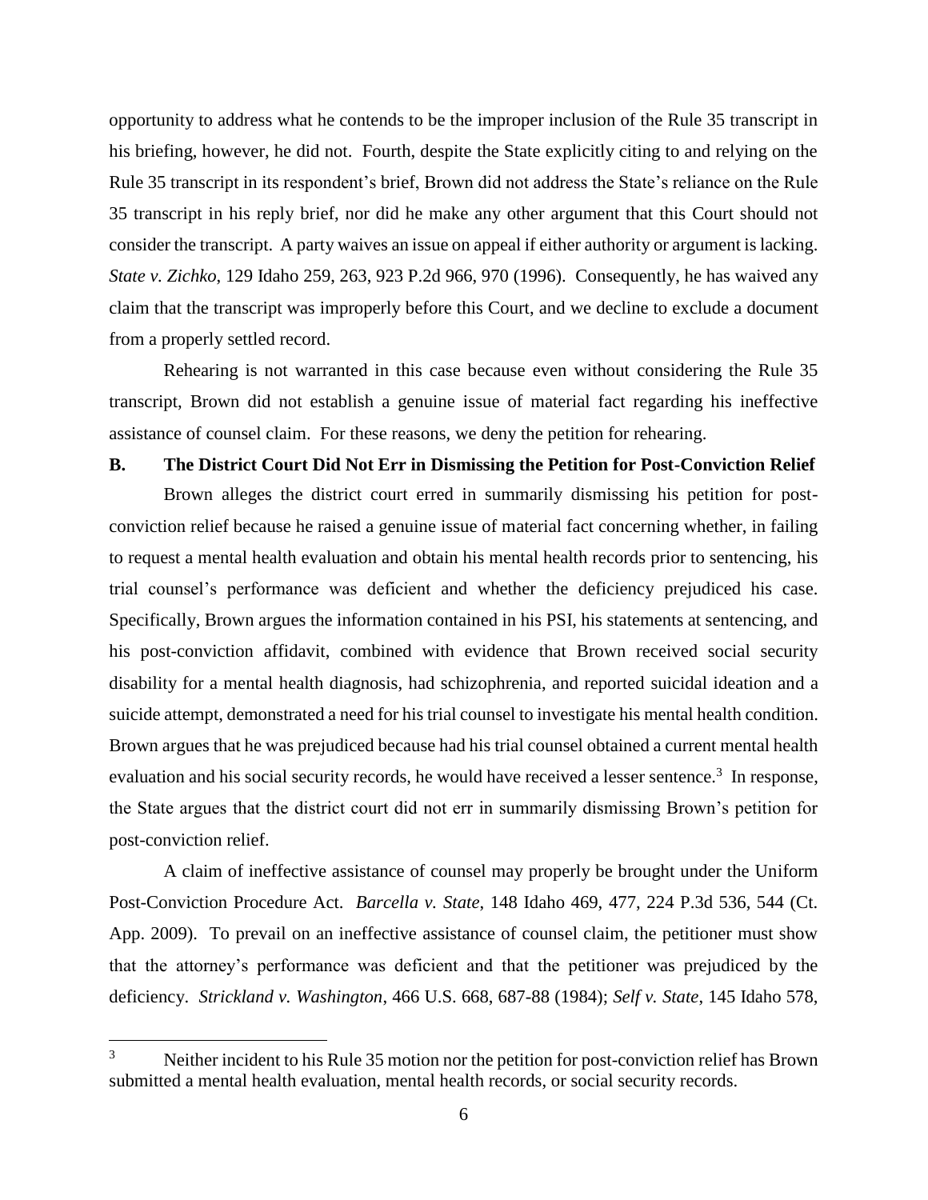opportunity to address what he contends to be the improper inclusion of the Rule 35 transcript in his briefing, however, he did not. Fourth, despite the State explicitly citing to and relying on the Rule 35 transcript in its respondent's brief, Brown did not address the State's reliance on the Rule 35 transcript in his reply brief, nor did he make any other argument that this Court should not consider the transcript. A party waives an issue on appeal if either authority or argument is lacking. *State v. Zichko*, 129 Idaho 259, 263, 923 P.2d 966, 970 (1996). Consequently, he has waived any claim that the transcript was improperly before this Court, and we decline to exclude a document from a properly settled record.

Rehearing is not warranted in this case because even without considering the Rule 35 transcript, Brown did not establish a genuine issue of material fact regarding his ineffective assistance of counsel claim. For these reasons, we deny the petition for rehearing.

## B. The District Court Did Not Err in Dismissing the Petition for Post-Conviction Relief

Brown alleges the district court erred in summarily dismissing his petition for post-conviction relief because he raised a genuine issue of material fact concerning whether, in failing to request a mental health evaluation and obtain his mental health records prior to sentencing, his trial counsel's performance was deficient and whether the deficiency prejudiced his case. Specifically, Brown argues the information contained in his PSI, his statements at sentencing, and his post-conviction affidavit, combined with evidence that Brown received social security disability for a mental health diagnosis, had schizophrenia, and reported suicidal ideation and a suicide attempt, demonstrated a need for his trial counsel to investigate his mental health condition. Brown argues that he was prejudiced because had his trial counsel obtained a current mental health evaluation and his social security records, he would have received a lesser sentence.[3] In response, the State argues that the district court did not err in summarily dismissing Brown's petition for post-conviction relief.

A claim of ineffective assistance of counsel may properly be brought under the Uniform Post-Conviction Procedure Act. *Barcella v. State*, 148 Idaho 469, 477, 224 P.3d 536, 544 (Ct. App. 2009). To prevail on an ineffective assistance of counsel claim, the petitioner must show that the attorney's performance was deficient and that the petitioner was prejudiced by the deficiency. *Strickland v. Washington*, 466 U.S. 668, 687-88 (1984); *Self v. State*, 145 Idaho 578,

---

[3] Neither incident to his Rule 35 motion nor the petition for post-conviction relief has Brown submitted a mental health evaluation, mental health records, or social security records.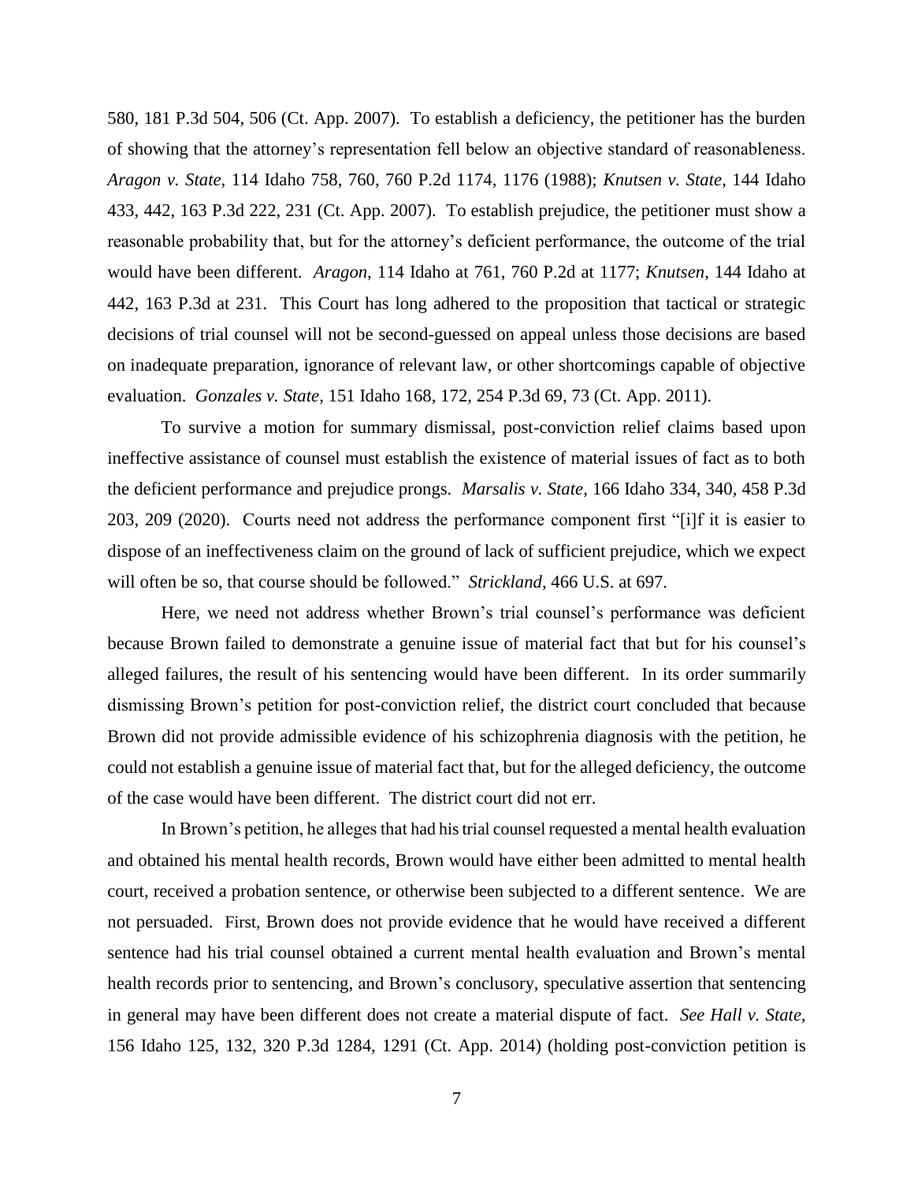580, 181 P.3d 504, 506 (Ct. App. 2007). To establish a deficiency, the petitioner has the burden of showing that the attorney's representation fell below an objective standard of reasonableness. *Aragon v. State*, 114 Idaho 758, 760, 760 P.2d 1174, 1176 (1988); *Knutsen v. State*, 144 Idaho 433, 442, 163 P.3d 222, 231 (Ct. App. 2007). To establish prejudice, the petitioner must show a reasonable probability that, but for the attorney's deficient performance, the outcome of the trial would have been different. *Aragon*, 114 Idaho at 761, 760 P.2d at 1177; *Knutsen*, 144 Idaho at 442, 163 P.3d at 231. This Court has long adhered to the proposition that tactical or strategic decisions of trial counsel will not be second-guessed on appeal unless those decisions are based on inadequate preparation, ignorance of relevant law, or other shortcomings capable of objective evaluation. *Gonzales v. State*, 151 Idaho 168, 172, 254 P.3d 69, 73 (Ct. App. 2011).

To survive a motion for summary dismissal, post-conviction relief claims based upon ineffective assistance of counsel must establish the existence of material issues of fact as to both the deficient performance and prejudice prongs. *Marsalis v. State*, 166 Idaho 334, 340, 458 P.3d 203, 209 (2020). Courts need not address the performance component first "[i]f it is easier to dispose of an ineffectiveness claim on the ground of lack of sufficient prejudice, which we expect will often be so, that course should be followed." *Strickland*, 466 U.S. at 697.

Here, we need not address whether Brown's trial counsel's performance was deficient because Brown failed to demonstrate a genuine issue of material fact that but for his counsel's alleged failures, the result of his sentencing would have been different. In its order summarily dismissing Brown's petition for post-conviction relief, the district court concluded that because Brown did not provide admissible evidence of his schizophrenia diagnosis with the petition, he could not establish a genuine issue of material fact that, but for the alleged deficiency, the outcome of the case would have been different. The district court did not err.

In Brown's petition, he alleges that had his trial counsel requested a mental health evaluation and obtained his mental health records, Brown would have either been admitted to mental health court, received a probation sentence, or otherwise been subjected to a different sentence. We are not persuaded. First, Brown does not provide evidence that he would have received a different sentence had his trial counsel obtained a current mental health evaluation and Brown's mental health records prior to sentencing, and Brown's conclusory, speculative assertion that sentencing in general may have been different does not create a material dispute of fact. *See Hall v. State*, 156 Idaho 125, 132, 320 P.3d 1284, 1291 (Ct. App. 2014) (holding post-conviction petition is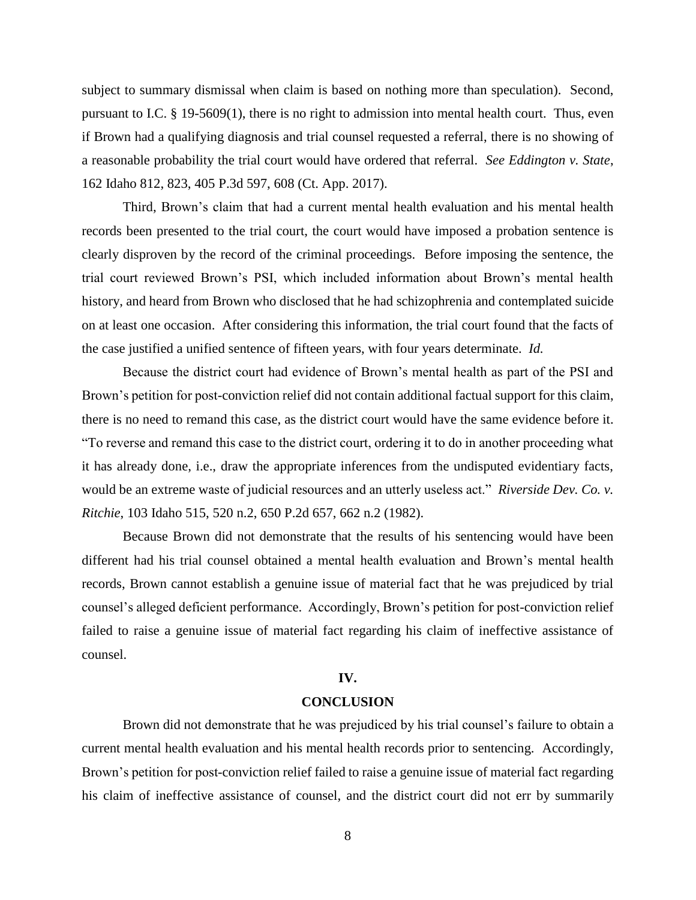subject to summary dismissal when claim is based on nothing more than speculation). Second, pursuant to I.C. § 19-5609(1), there is no right to admission into mental health court. Thus, even if Brown had a qualifying diagnosis and trial counsel requested a referral, there is no showing of a reasonable probability the trial court would have ordered that referral. *See Eddington v. State*, 162 Idaho 812, 823, 405 P.3d 597, 608 (Ct. App. 2017).

Third, Brown's claim that had a current mental health evaluation and his mental health records been presented to the trial court, the court would have imposed a probation sentence is clearly disproven by the record of the criminal proceedings. Before imposing the sentence, the trial court reviewed Brown's PSI, which included information about Brown's mental health history, and heard from Brown who disclosed that he had schizophrenia and contemplated suicide on at least one occasion. After considering this information, the trial court found that the facts of the case justified a unified sentence of fifteen years, with four years determinate. *Id.*

Because the district court had evidence of Brown's mental health as part of the PSI and Brown's petition for post-conviction relief did not contain additional factual support for this claim, there is no need to remand this case, as the district court would have the same evidence before it. "To reverse and remand this case to the district court, ordering it to do in another proceeding what it has already done, i.e., draw the appropriate inferences from the undisputed evidentiary facts, would be an extreme waste of judicial resources and an utterly useless act." *Riverside Dev. Co. v. Ritchie*, 103 Idaho 515, 520 n.2, 650 P.2d 657, 662 n.2 (1982).

Because Brown did not demonstrate that the results of his sentencing would have been different had his trial counsel obtained a mental health evaluation and Brown's mental health records, Brown cannot establish a genuine issue of material fact that he was prejudiced by trial counsel's alleged deficient performance. Accordingly, Brown's petition for post-conviction relief failed to raise a genuine issue of material fact regarding his claim of ineffective assistance of counsel.

## IV.

## CONCLUSION

Brown did not demonstrate that he was prejudiced by his trial counsel's failure to obtain a current mental health evaluation and his mental health records prior to sentencing. Accordingly, Brown's petition for post-conviction relief failed to raise a genuine issue of material fact regarding his claim of ineffective assistance of counsel, and the district court did not err by summarily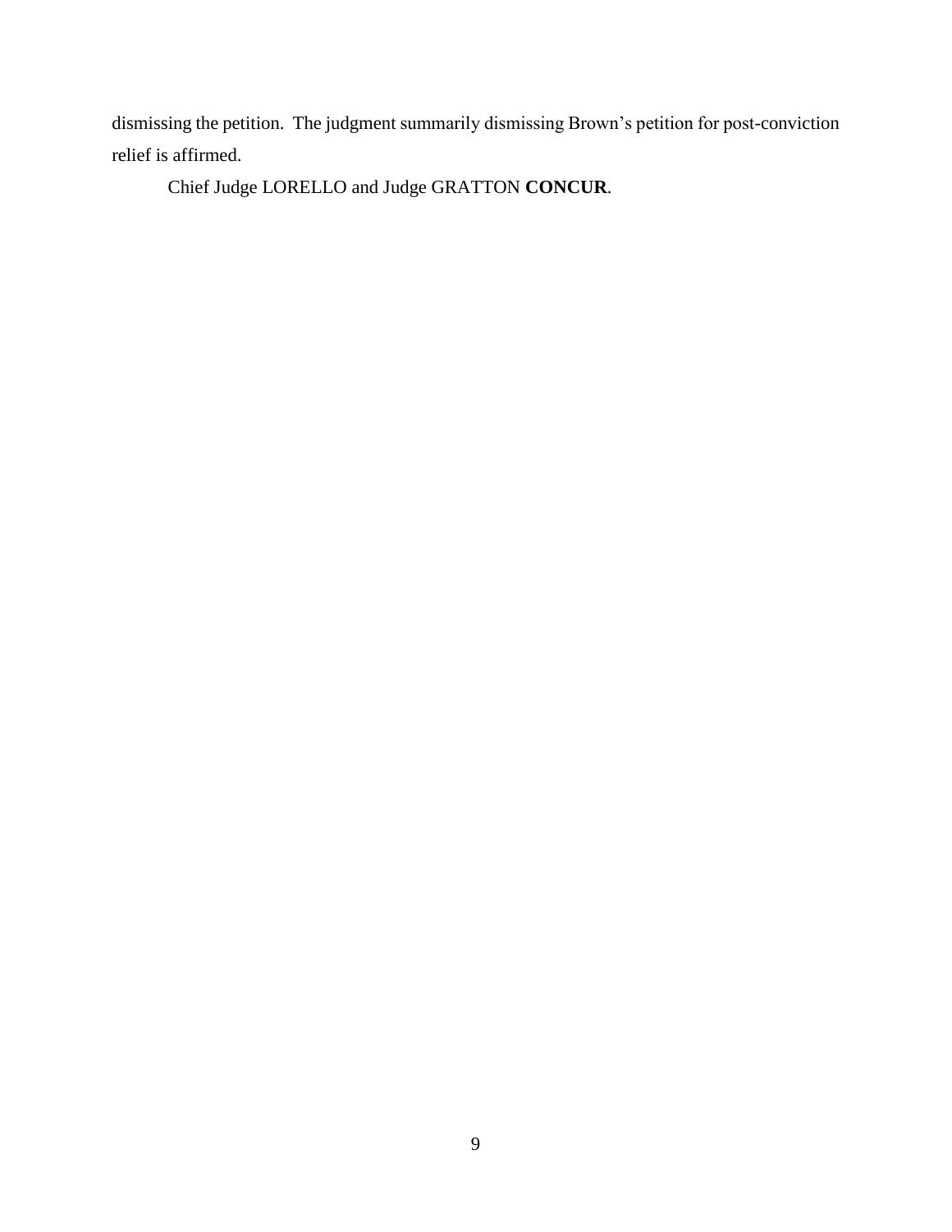dismissing the petition. The judgment summarily dismissing Brown's petition for post-conviction relief is affirmed.

Chief Judge LORELLO and Judge GRATTON **CONCUR**.